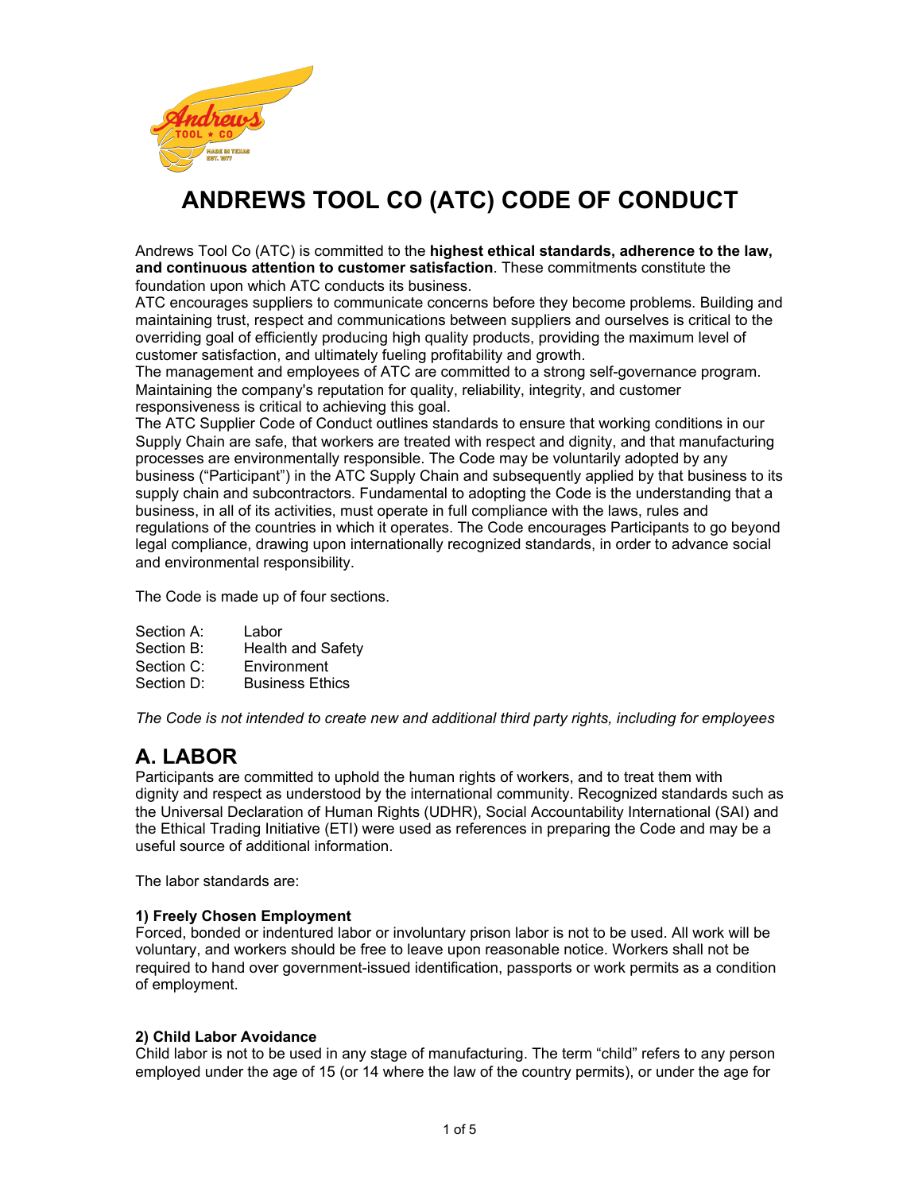# ANDREWS TOOL CO (ATC) CODE OF CONDUCT

Andrews Tool Co (ATC) is committed to the **highest ethical standards, adherence to the law, and continuous attention to customer satisfaction**. These commitments constitute the foundation upon which ATC conducts its business.

ATC encourages suppliers to communicate concerns before they become problems. Building and maintaining trust, respect and communications between suppliers and ourselves is critical to the overriding goal of efficiently producing high quality products, providing the maximum level of customer satisfaction, and ultimately fueling profitability and growth.

The management and employees of ATC are committed to a strong self-governance program. Maintaining the company's reputation for quality, reliability, integrity, and customer responsiveness is critical to achieving this goal.

The ATC Supplier Code of Conduct outlines standards to ensure that working conditions in our Supply Chain are safe, that workers are treated with respect and dignity, and that manufacturing processes are environmentally responsible. The Code may be voluntarily adopted by any business ("Participant") in the ATC Supply Chain and subsequently applied by that business to its supply chain and subcontractors. Fundamental to adopting the Code is the understanding that a business, in all of its activities, must operate in full compliance with the laws, rules and regulations of the countries in which it operates. The Code encourages Participants to go beyond legal compliance, drawing upon internationally recognized standards, in order to advance social and environmental responsibility.

The Code is made up of four sections.

| | |
|---|---|
| Section A: | Labor |
| Section B: | Health and Safety |
| Section C: | Environment |
| Section D: | Business Ethics |

*The Code is not intended to create new and additional third party rights, including for employees*

## A. LABOR

Participants are committed to uphold the human rights of workers, and to treat them with dignity and respect as understood by the international community. Recognized standards such as the Universal Declaration of Human Rights (UDHR), Social Accountability International (SAI) and the Ethical Trading Initiative (ETI) were used as references in preparing the Code and may be a useful source of additional information.

The labor standards are:

**1) Freely Chosen Employment**

Forced, bonded or indentured labor or involuntary prison labor is not to be used. All work will be voluntary, and workers should be free to leave upon reasonable notice. Workers shall not be required to hand over government-issued identification, passports or work permits as a condition of employment.

**2) Child Labor Avoidance**

Child labor is not to be used in any stage of manufacturing. The term "child" refers to any person employed under the age of 15 (or 14 where the law of the country permits), or under the age for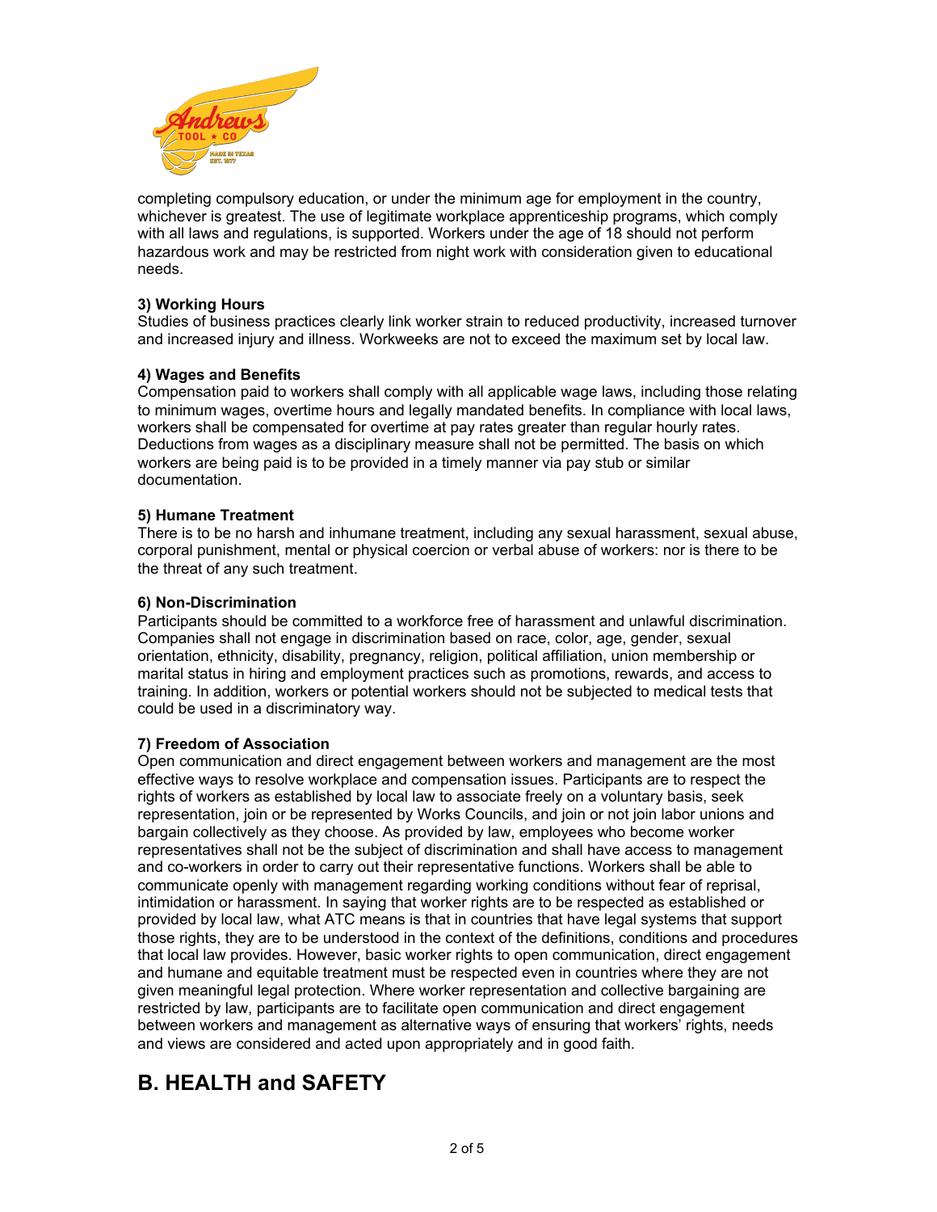completing compulsory education, or under the minimum age for employment in the country, whichever is greatest. The use of legitimate workplace apprenticeship programs, which comply with all laws and regulations, is supported. Workers under the age of 18 should not perform hazardous work and may be restricted from night work with consideration given to educational needs.

**3) Working Hours**
Studies of business practices clearly link worker strain to reduced productivity, increased turnover and increased injury and illness. Workweeks are not to exceed the maximum set by local law.

**4) Wages and Benefits**
Compensation paid to workers shall comply with all applicable wage laws, including those relating to minimum wages, overtime hours and legally mandated benefits. In compliance with local laws, workers shall be compensated for overtime at pay rates greater than regular hourly rates. Deductions from wages as a disciplinary measure shall not be permitted. The basis on which workers are being paid is to be provided in a timely manner via pay stub or similar documentation.

**5) Humane Treatment**
There is to be no harsh and inhumane treatment, including any sexual harassment, sexual abuse, corporal punishment, mental or physical coercion or verbal abuse of workers: nor is there to be the threat of any such treatment.

**6) Non-Discrimination**
Participants should be committed to a workforce free of harassment and unlawful discrimination. Companies shall not engage in discrimination based on race, color, age, gender, sexual orientation, ethnicity, disability, pregnancy, religion, political affiliation, union membership or marital status in hiring and employment practices such as promotions, rewards, and access to training. In addition, workers or potential workers should not be subjected to medical tests that could be used in a discriminatory way.

**7) Freedom of Association**
Open communication and direct engagement between workers and management are the most effective ways to resolve workplace and compensation issues. Participants are to respect the rights of workers as established by local law to associate freely on a voluntary basis, seek representation, join or be represented by Works Councils, and join or not join labor unions and bargain collectively as they choose. As provided by law, employees who become worker representatives shall not be the subject of discrimination and shall have access to management and co-workers in order to carry out their representative functions. Workers shall be able to communicate openly with management regarding working conditions without fear of reprisal, intimidation or harassment. In saying that worker rights are to be respected as established or provided by local law, what ATC means is that in countries that have legal systems that support those rights, they are to be understood in the context of the definitions, conditions and procedures that local law provides. However, basic worker rights to open communication, direct engagement and humane and equitable treatment must be respected even in countries where they are not given meaningful legal protection. Where worker representation and collective bargaining are restricted by law, participants are to facilitate open communication and direct engagement between workers and management as alternative ways of ensuring that workers' rights, needs and views are considered and acted upon appropriately and in good faith.

## B. HEALTH and SAFETY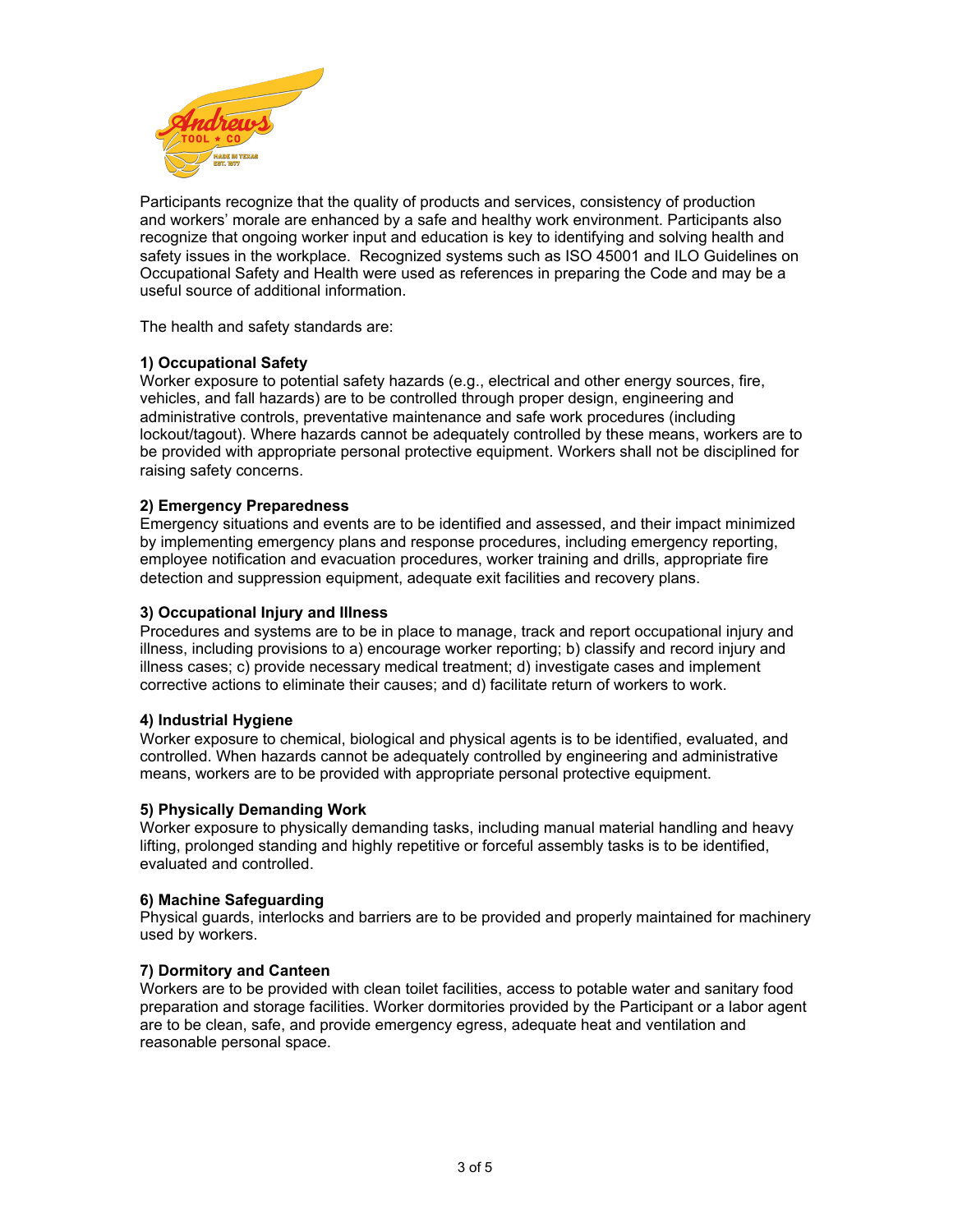Participants recognize that the quality of products and services, consistency of production and workers' morale are enhanced by a safe and healthy work environment. Participants also recognize that ongoing worker input and education is key to identifying and solving health and safety issues in the workplace. Recognized systems such as ISO 45001 and ILO Guidelines on Occupational Safety and Health were used as references in preparing the Code and may be a useful source of additional information.

The health and safety standards are:

**1) Occupational Safety**
Worker exposure to potential safety hazards (e.g., electrical and other energy sources, fire, vehicles, and fall hazards) are to be controlled through proper design, engineering and administrative controls, preventative maintenance and safe work procedures (including lockout/tagout). Where hazards cannot be adequately controlled by these means, workers are to be provided with appropriate personal protective equipment. Workers shall not be disciplined for raising safety concerns.

**2) Emergency Preparedness**
Emergency situations and events are to be identified and assessed, and their impact minimized by implementing emergency plans and response procedures, including emergency reporting, employee notification and evacuation procedures, worker training and drills, appropriate fire detection and suppression equipment, adequate exit facilities and recovery plans.

**3) Occupational Injury and Illness**
Procedures and systems are to be in place to manage, track and report occupational injury and illness, including provisions to a) encourage worker reporting; b) classify and record injury and illness cases; c) provide necessary medical treatment; d) investigate cases and implement corrective actions to eliminate their causes; and d) facilitate return of workers to work.

**4) Industrial Hygiene**
Worker exposure to chemical, biological and physical agents is to be identified, evaluated, and controlled. When hazards cannot be adequately controlled by engineering and administrative means, workers are to be provided with appropriate personal protective equipment.

**5) Physically Demanding Work**
Worker exposure to physically demanding tasks, including manual material handling and heavy lifting, prolonged standing and highly repetitive or forceful assembly tasks is to be identified, evaluated and controlled.

**6) Machine Safeguarding**
Physical guards, interlocks and barriers are to be provided and properly maintained for machinery used by workers.

**7) Dormitory and Canteen**
Workers are to be provided with clean toilet facilities, access to potable water and sanitary food preparation and storage facilities. Worker dormitories provided by the Participant or a labor agent are to be clean, safe, and provide emergency egress, adequate heat and ventilation and reasonable personal space.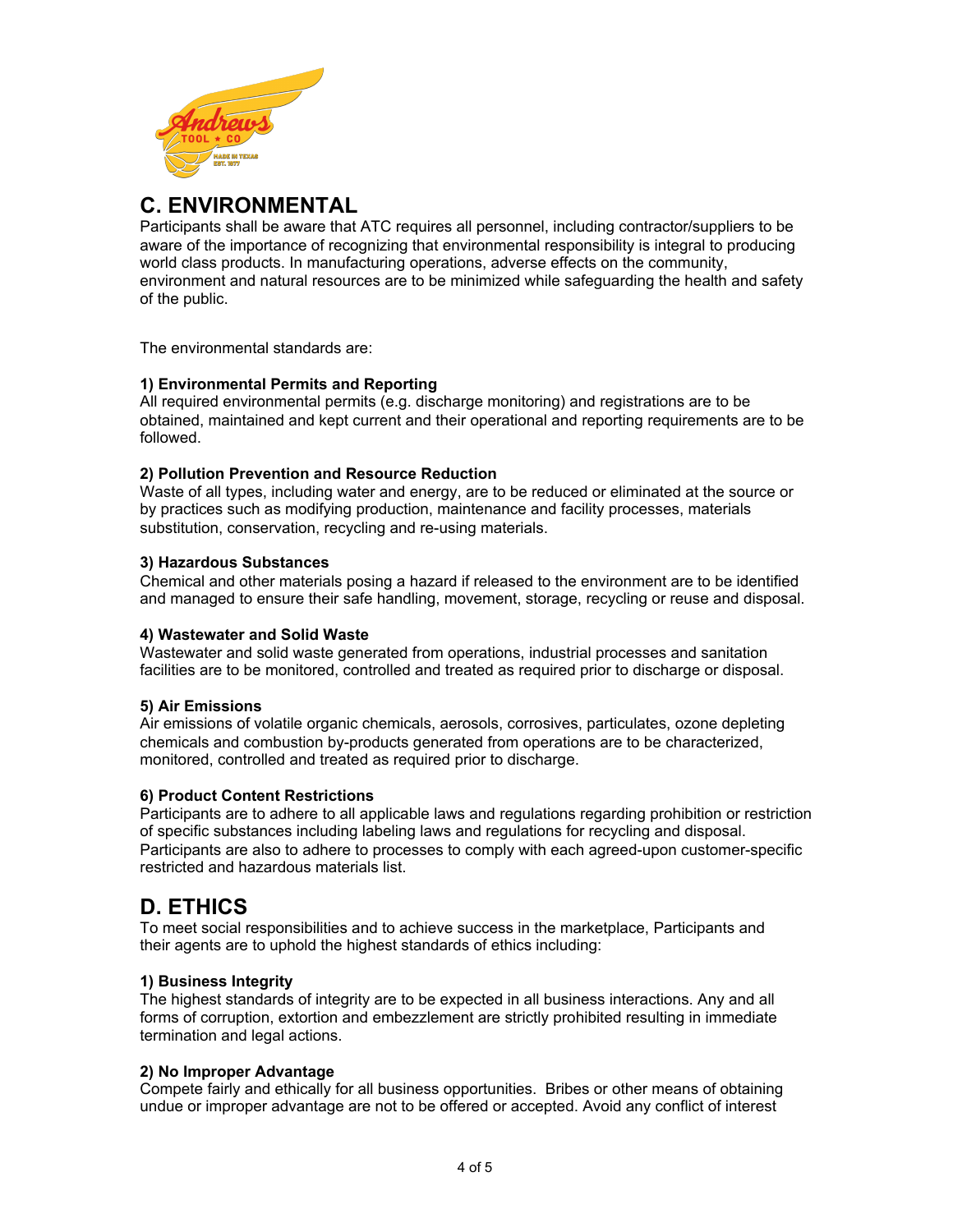## C. ENVIRONMENTAL

Participants shall be aware that ATC requires all personnel, including contractor/suppliers to be aware of the importance of recognizing that environmental responsibility is integral to producing world class products. In manufacturing operations, adverse effects on the community, environment and natural resources are to be minimized while safeguarding the health and safety of the public.

The environmental standards are:

**1) Environmental Permits and Reporting**
All required environmental permits (e.g. discharge monitoring) and registrations are to be obtained, maintained and kept current and their operational and reporting requirements are to be followed.

**2) Pollution Prevention and Resource Reduction**
Waste of all types, including water and energy, are to be reduced or eliminated at the source or by practices such as modifying production, maintenance and facility processes, materials substitution, conservation, recycling and re-using materials.

**3) Hazardous Substances**
Chemical and other materials posing a hazard if released to the environment are to be identified and managed to ensure their safe handling, movement, storage, recycling or reuse and disposal.

**4) Wastewater and Solid Waste**
Wastewater and solid waste generated from operations, industrial processes and sanitation facilities are to be monitored, controlled and treated as required prior to discharge or disposal.

**5) Air Emissions**
Air emissions of volatile organic chemicals, aerosols, corrosives, particulates, ozone depleting chemicals and combustion by-products generated from operations are to be characterized, monitored, controlled and treated as required prior to discharge.

**6) Product Content Restrictions**
Participants are to adhere to all applicable laws and regulations regarding prohibition or restriction of specific substances including labeling laws and regulations for recycling and disposal. Participants are also to adhere to processes to comply with each agreed-upon customer-specific restricted and hazardous materials list.

## D. ETHICS

To meet social responsibilities and to achieve success in the marketplace, Participants and their agents are to uphold the highest standards of ethics including:

**1) Business Integrity**
The highest standards of integrity are to be expected in all business interactions. Any and all forms of corruption, extortion and embezzlement are strictly prohibited resulting in immediate termination and legal actions.

**2) No Improper Advantage**
Compete fairly and ethically for all business opportunities. Bribes or other means of obtaining undue or improper advantage are not to be offered or accepted. Avoid any conflict of interest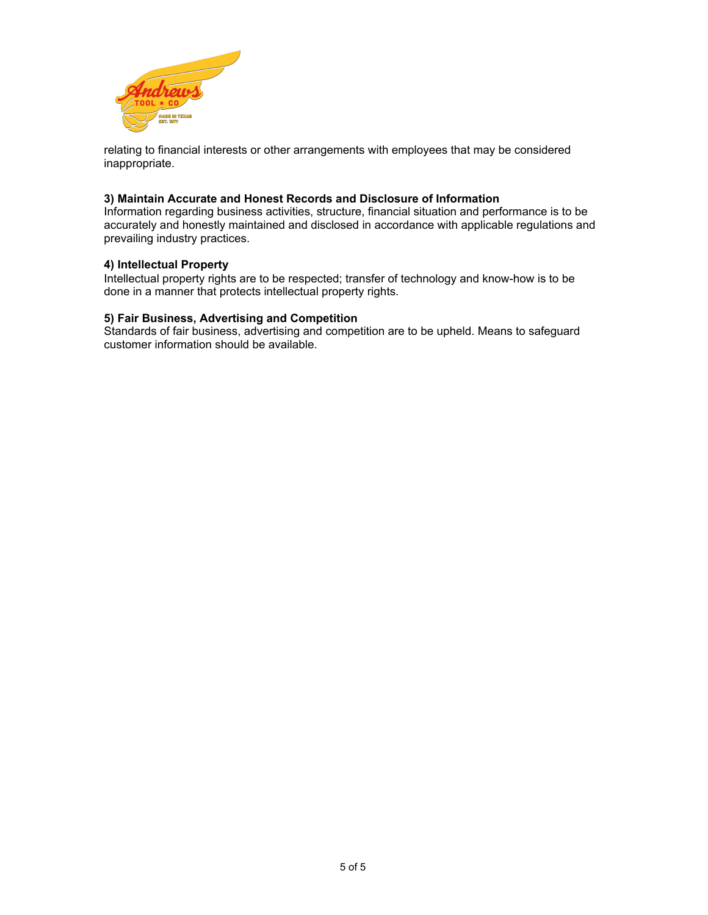relating to financial interests or other arrangements with employees that may be considered inappropriate.

**3) Maintain Accurate and Honest Records and Disclosure of Information**
Information regarding business activities, structure, financial situation and performance is to be accurately and honestly maintained and disclosed in accordance with applicable regulations and prevailing industry practices.

**4) Intellectual Property**
Intellectual property rights are to be respected; transfer of technology and know-how is to be done in a manner that protects intellectual property rights.

**5) Fair Business, Advertising and Competition**
Standards of fair business, advertising and competition are to be upheld. Means to safeguard customer information should be available.